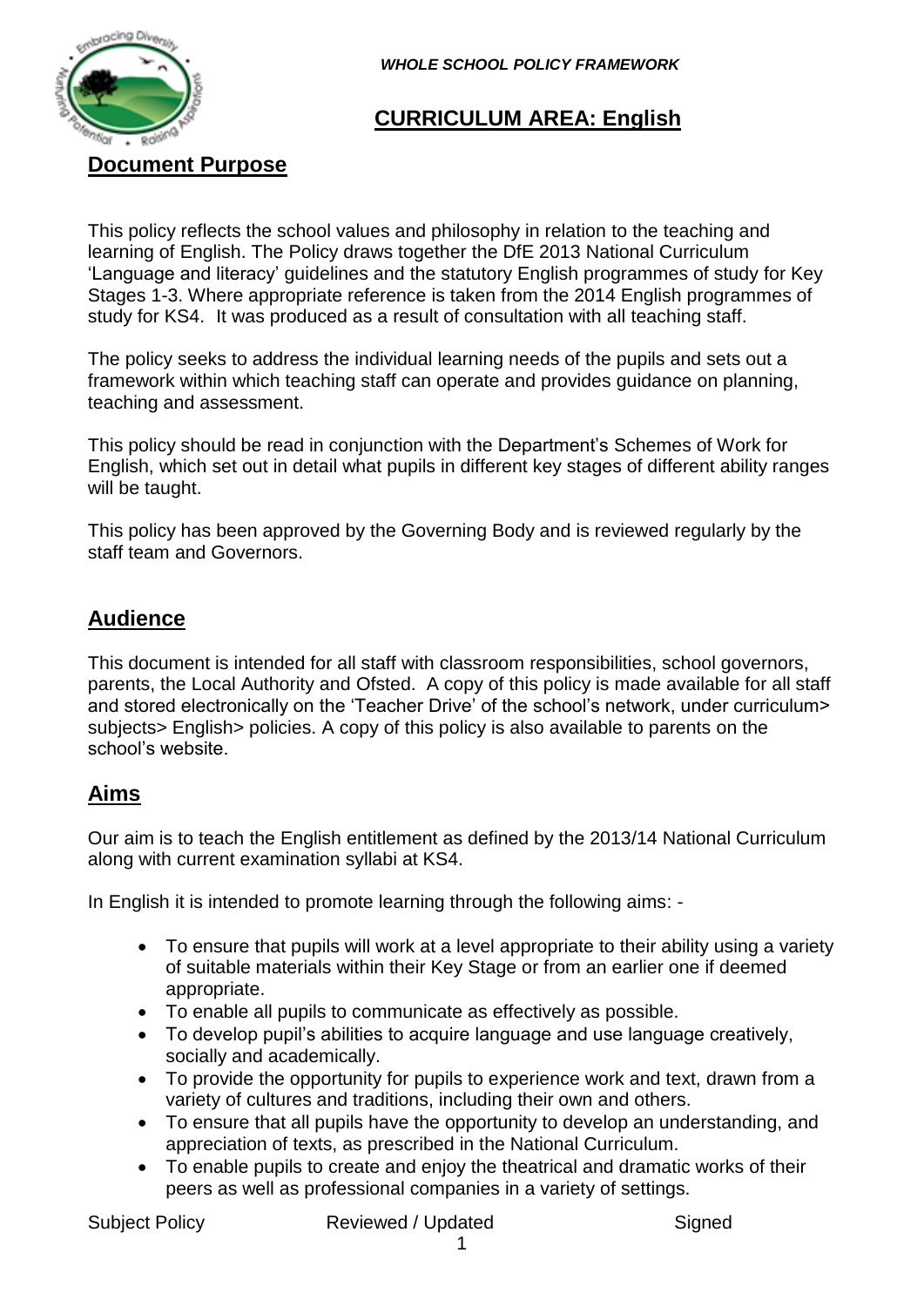*WHOLE SCHOOL POLICY FRAMEWORK*

## CURRICULUM AREA: English

## Document Purpose

This policy reflects the school values and philosophy in relation to the teaching and learning of English. The Policy draws together the DfE 2013 National Curriculum 'Language and literacy' guidelines and the statutory English programmes of study for Key Stages 1-3. Where appropriate reference is taken from the 2014 English programmes of study for KS4. It was produced as a result of consultation with all teaching staff.

The policy seeks to address the individual learning needs of the pupils and sets out a framework within which teaching staff can operate and provides guidance on planning, teaching and assessment.

This policy should be read in conjunction with the Department's Schemes of Work for English, which set out in detail what pupils in different key stages of different ability ranges will be taught.

This policy has been approved by the Governing Body and is reviewed regularly by the staff team and Governors.

## Audience

This document is intended for all staff with classroom responsibilities, school governors, parents, the Local Authority and Ofsted. A copy of this policy is made available for all staff and stored electronically on the 'Teacher Drive' of the school's network, under curriculum> subjects> English> policies. A copy of this policy is also available to parents on the school's website.

## Aims

Our aim is to teach the English entitlement as defined by the 2013/14 National Curriculum along with current examination syllabi at KS4.

In English it is intended to promote learning through the following aims: -

- To ensure that pupils will work at a level appropriate to their ability using a variety of suitable materials within their Key Stage or from an earlier one if deemed appropriate.
- To enable all pupils to communicate as effectively as possible.
- To develop pupil's abilities to acquire language and use language creatively, socially and academically.
- To provide the opportunity for pupils to experience work and text, drawn from a variety of cultures and traditions, including their own and others.
- To ensure that all pupils have the opportunity to develop an understanding, and appreciation of texts, as prescribed in the National Curriculum.
- To enable pupils to create and enjoy the theatrical and dramatic works of their peers as well as professional companies in a variety of settings.

Subject Policy Reviewed / Updated Signed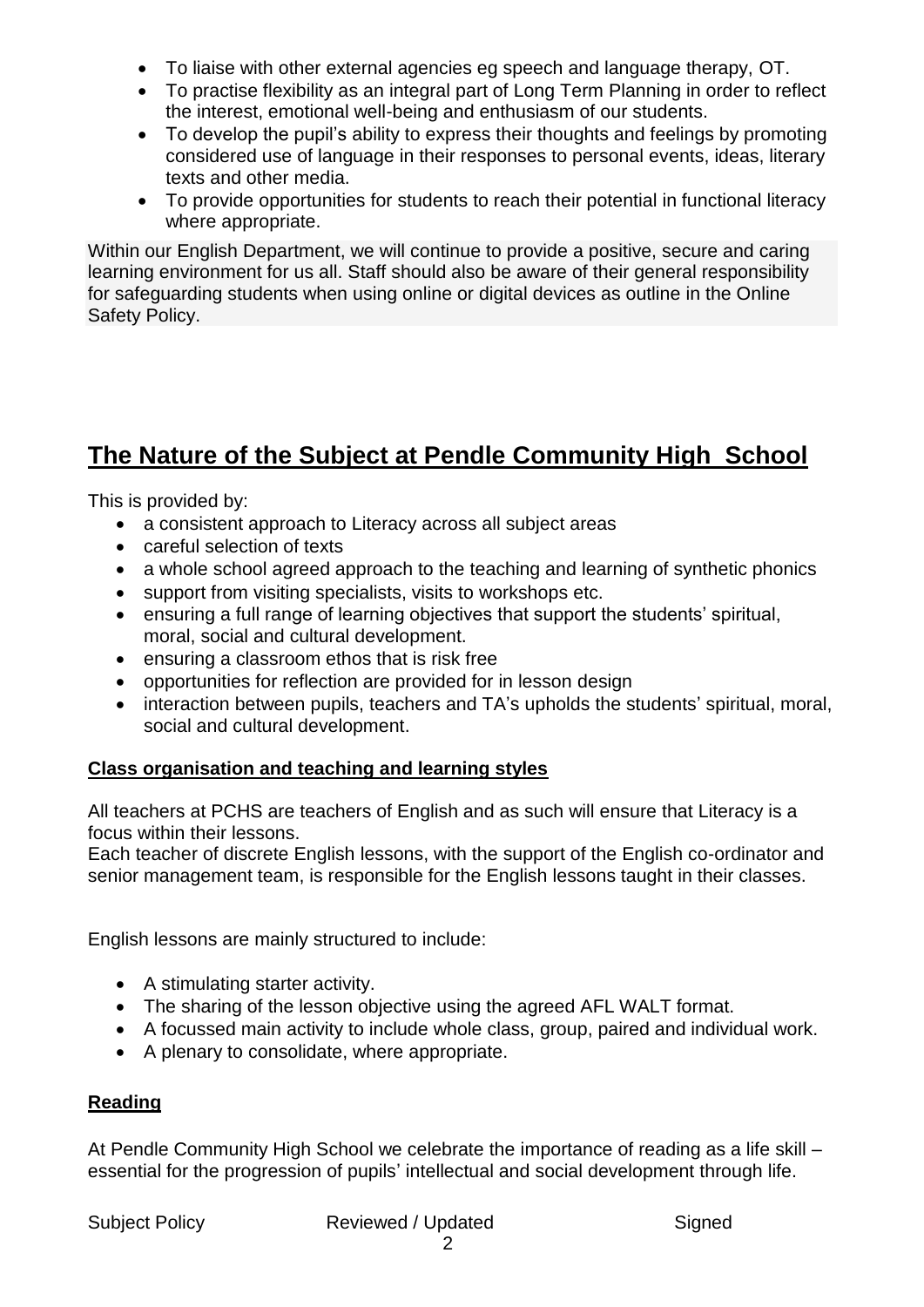- To liaise with other external agencies eg speech and language therapy, OT.
- To practise flexibility as an integral part of Long Term Planning in order to reflect the interest, emotional well-being and enthusiasm of our students.
- To develop the pupil's ability to express their thoughts and feelings by promoting considered use of language in their responses to personal events, ideas, literary texts and other media.
- To provide opportunities for students to reach their potential in functional literacy where appropriate.

Within our English Department, we will continue to provide a positive, secure and caring learning environment for us all. Staff should also be aware of their general responsibility for safeguarding students when using online or digital devices as outline in the Online Safety Policy.

# The Nature of the Subject at Pendle Community High School

This is provided by:

- a consistent approach to Literacy across all subject areas
- careful selection of texts
- a whole school agreed approach to the teaching and learning of synthetic phonics
- support from visiting specialists, visits to workshops etc.
- ensuring a full range of learning objectives that support the students' spiritual, moral, social and cultural development.
- ensuring a classroom ethos that is risk free
- opportunities for reflection are provided for in lesson design
- interaction between pupils, teachers and TA's upholds the students' spiritual, moral, social and cultural development.

## Class organisation and teaching and learning styles

All teachers at PCHS are teachers of English and as such will ensure that Literacy is a focus within their lessons.
Each teacher of discrete English lessons, with the support of the English co-ordinator and senior management team, is responsible for the English lessons taught in their classes.

English lessons are mainly structured to include:

- A stimulating starter activity.
- The sharing of the lesson objective using the agreed AFL WALT format.
- A focussed main activity to include whole class, group, paired and individual work.
- A plenary to consolidate, where appropriate.

## Reading

At Pendle Community High School we celebrate the importance of reading as a life skill – essential for the progression of pupils' intellectual and social development through life.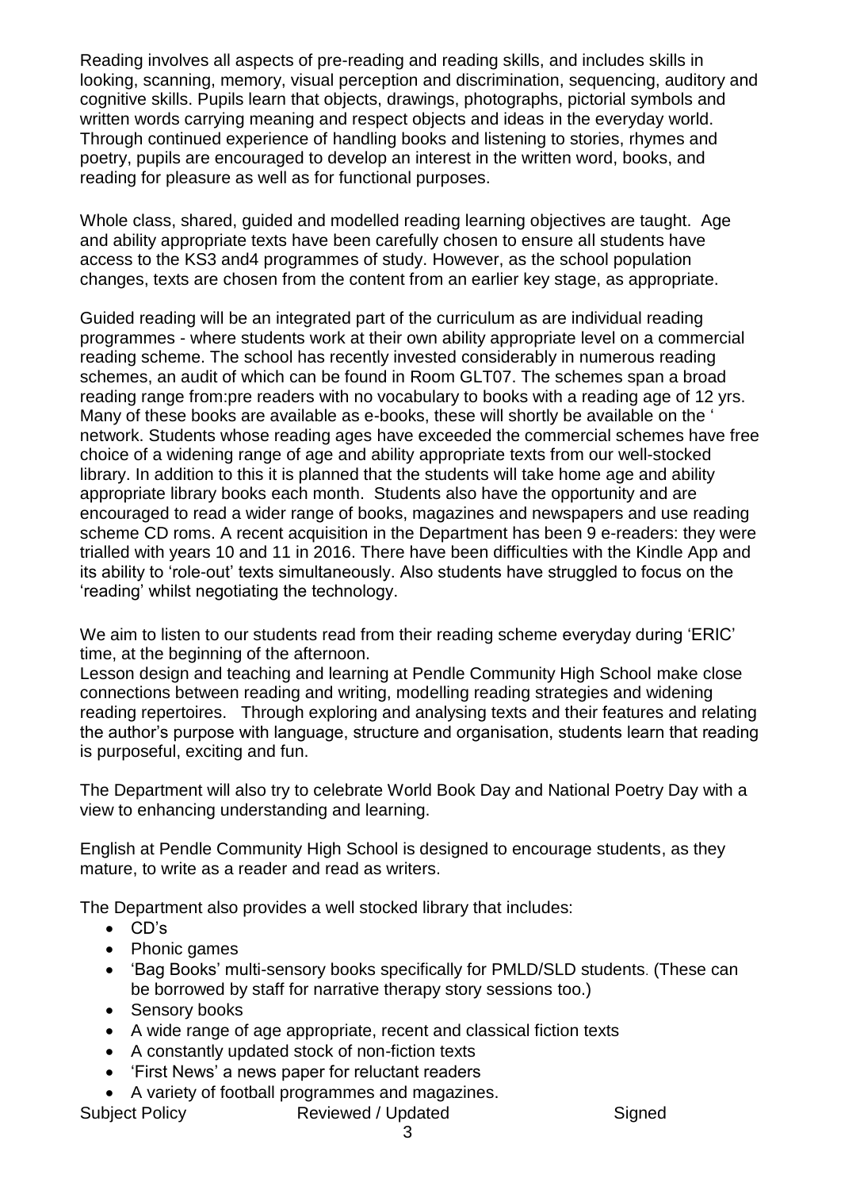Reading involves all aspects of pre-reading and reading skills, and includes skills in looking, scanning, memory, visual perception and discrimination, sequencing, auditory and cognitive skills. Pupils learn that objects, drawings, photographs, pictorial symbols and written words carrying meaning and respect objects and ideas in the everyday world. Through continued experience of handling books and listening to stories, rhymes and poetry, pupils are encouraged to develop an interest in the written word, books, and reading for pleasure as well as for functional purposes.

Whole class, shared, guided and modelled reading learning objectives are taught. Age and ability appropriate texts have been carefully chosen to ensure all students have access to the KS3 and4 programmes of study. However, as the school population changes, texts are chosen from the content from an earlier key stage, as appropriate.

Guided reading will be an integrated part of the curriculum as are individual reading programmes - where students work at their own ability appropriate level on a commercial reading scheme. The school has recently invested considerably in numerous reading schemes, an audit of which can be found in Room GLT07. The schemes span a broad reading range from:pre readers with no vocabulary to books with a reading age of 12 yrs. Many of these books are available as e-books, these will shortly be available on the ' network. Students whose reading ages have exceeded the commercial schemes have free choice of a widening range of age and ability appropriate texts from our well-stocked library. In addition to this it is planned that the students will take home age and ability appropriate library books each month. Students also have the opportunity and are encouraged to read a wider range of books, magazines and newspapers and use reading scheme CD roms. A recent acquisition in the Department has been 9 e-readers: they were trialled with years 10 and 11 in 2016. There have been difficulties with the Kindle App and its ability to 'role-out' texts simultaneously. Also students have struggled to focus on the 'reading' whilst negotiating the technology.

We aim to listen to our students read from their reading scheme everyday during 'ERIC' time, at the beginning of the afternoon.
Lesson design and teaching and learning at Pendle Community High School make close connections between reading and writing, modelling reading strategies and widening reading repertoires. Through exploring and analysing texts and their features and relating the author's purpose with language, structure and organisation, students learn that reading is purposeful, exciting and fun.

The Department will also try to celebrate World Book Day and National Poetry Day with a view to enhancing understanding and learning.

English at Pendle Community High School is designed to encourage students, as they mature, to write as a reader and read as writers.

The Department also provides a well stocked library that includes:

- CD's
- Phonic games
- 'Bag Books' multi-sensory books specifically for PMLD/SLD students. (These can be borrowed by staff for narrative therapy story sessions too.)
- Sensory books
- A wide range of age appropriate, recent and classical fiction texts
- A constantly updated stock of non-fiction texts
- 'First News' a news paper for reluctant readers
- A variety of football programmes and magazines.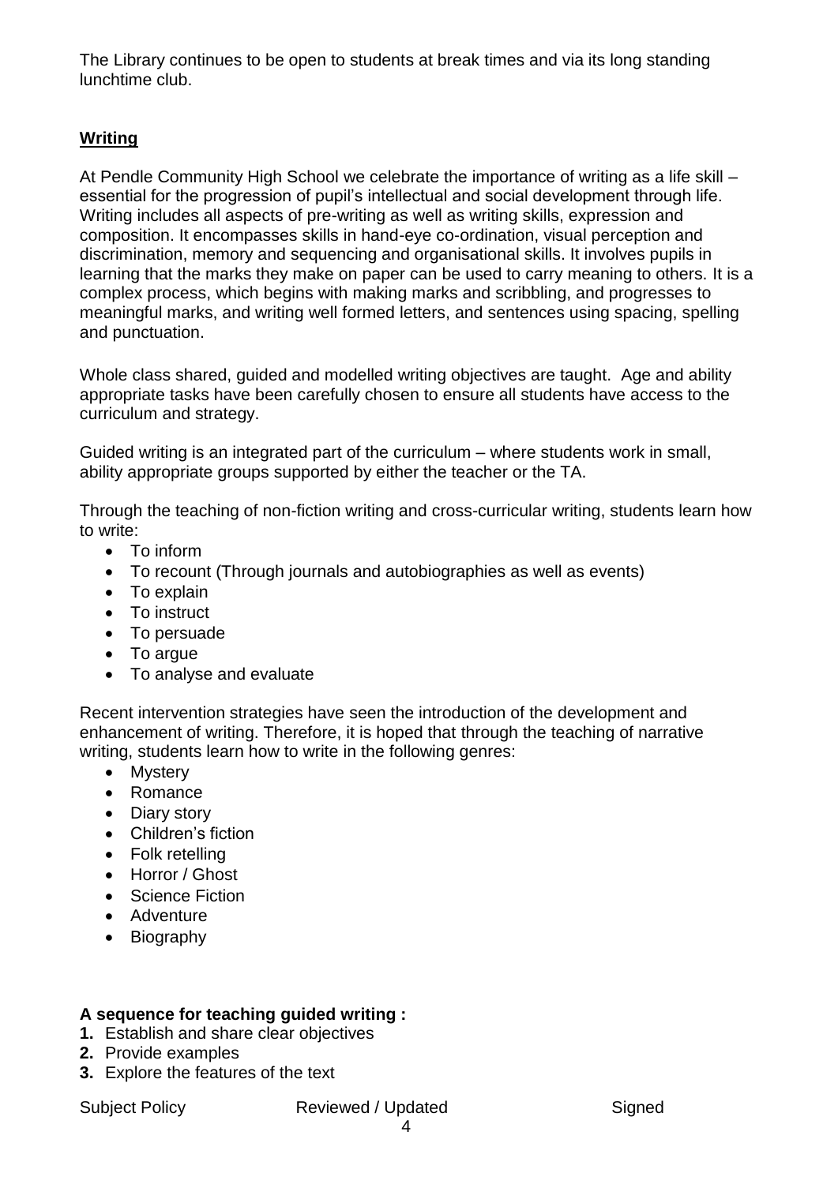The Library continues to be open to students at break times and via its long standing lunchtime club.

## Writing

At Pendle Community High School we celebrate the importance of writing as a life skill – essential for the progression of pupil's intellectual and social development through life. Writing includes all aspects of pre-writing as well as writing skills, expression and composition. It encompasses skills in hand-eye co-ordination, visual perception and discrimination, memory and sequencing and organisational skills. It involves pupils in learning that the marks they make on paper can be used to carry meaning to others. It is a complex process, which begins with making marks and scribbling, and progresses to meaningful marks, and writing well formed letters, and sentences using spacing, spelling and punctuation.

Whole class shared, guided and modelled writing objectives are taught. Age and ability appropriate tasks have been carefully chosen to ensure all students have access to the curriculum and strategy.

Guided writing is an integrated part of the curriculum – where students work in small, ability appropriate groups supported by either the teacher or the TA.

Through the teaching of non-fiction writing and cross-curricular writing, students learn how to write:

- To inform
- To recount (Through journals and autobiographies as well as events)
- To explain
- To instruct
- To persuade
- To argue
- To analyse and evaluate

Recent intervention strategies have seen the introduction of the development and enhancement of writing. Therefore, it is hoped that through the teaching of narrative writing, students learn how to write in the following genres:

- Mystery
- Romance
- Diary story
- Children's fiction
- Folk retelling
- Horror / Ghost
- Science Fiction
- Adventure
- Biography

**A sequence for teaching guided writing :**

1. Establish and share clear objectives
2. Provide examples
3. Explore the features of the text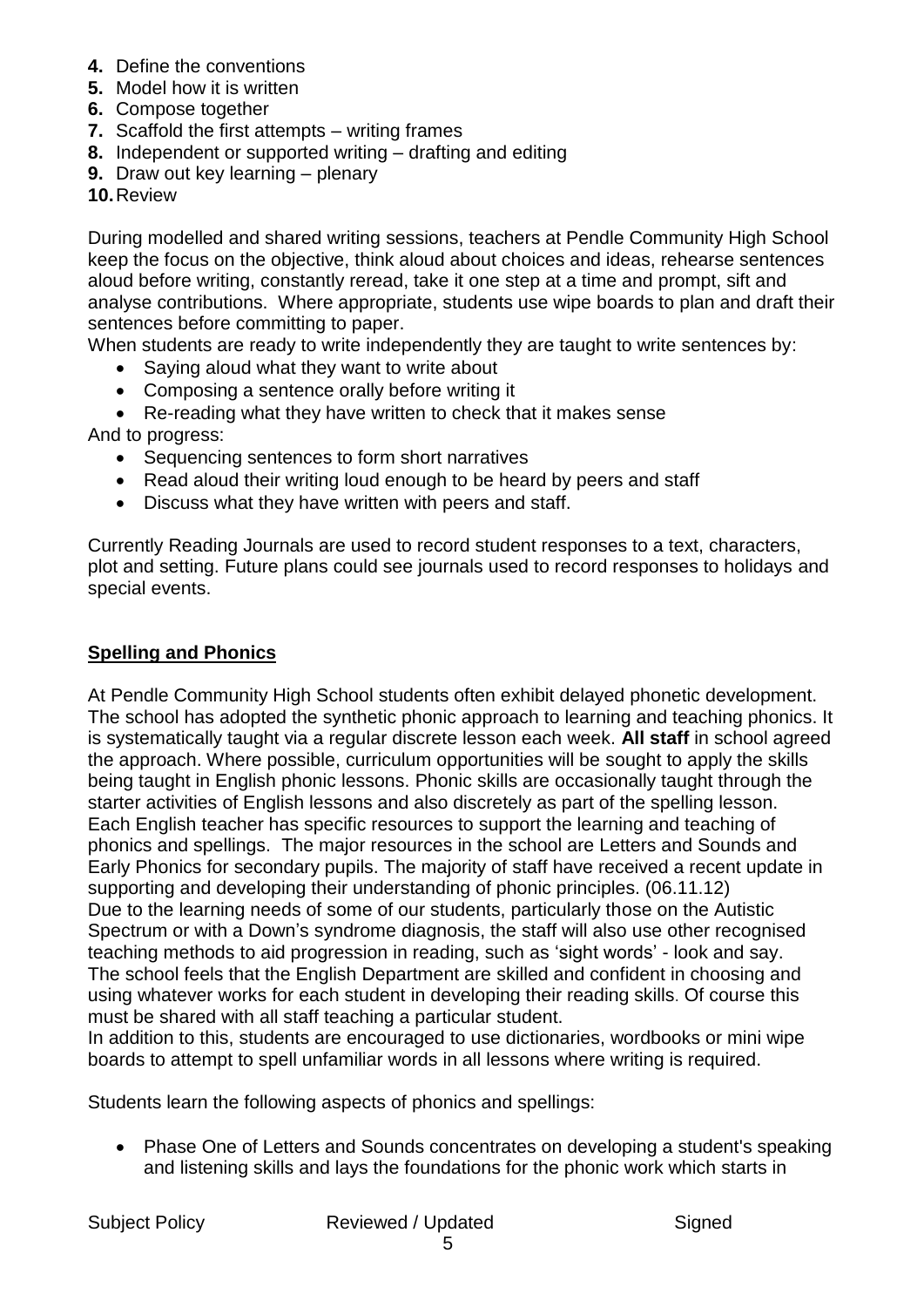4. Define the conventions
5. Model how it is written
6. Compose together
7. Scaffold the first attempts – writing frames
8. Independent or supported writing – drafting and editing
9. Draw out key learning – plenary
10. Review

During modelled and shared writing sessions, teachers at Pendle Community High School keep the focus on the objective, think aloud about choices and ideas, rehearse sentences aloud before writing, constantly reread, take it one step at a time and prompt, sift and analyse contributions. Where appropriate, students use wipe boards to plan and draft their sentences before committing to paper.

When students are ready to write independently they are taught to write sentences by:

- Saying aloud what they want to write about
- Composing a sentence orally before writing it
- Re-reading what they have written to check that it makes sense

And to progress:

- Sequencing sentences to form short narratives
- Read aloud their writing loud enough to be heard by peers and staff
- Discuss what they have written with peers and staff.

Currently Reading Journals are used to record student responses to a text, characters, plot and setting. Future plans could see journals used to record responses to holidays and special events.

## Spelling and Phonics

At Pendle Community High School students often exhibit delayed phonetic development. The school has adopted the synthetic phonic approach to learning and teaching phonics. It is systematically taught via a regular discrete lesson each week. **All staff** in school agreed the approach. Where possible, curriculum opportunities will be sought to apply the skills being taught in English phonic lessons. Phonic skills are occasionally taught through the starter activities of English lessons and also discretely as part of the spelling lesson. Each English teacher has specific resources to support the learning and teaching of phonics and spellings. The major resources in the school are Letters and Sounds and Early Phonics for secondary pupils. The majority of staff have received a recent update in supporting and developing their understanding of phonic principles. (06.11.12)
Due to the learning needs of some of our students, particularly those on the Autistic Spectrum or with a Down's syndrome diagnosis, the staff will also use other recognised teaching methods to aid progression in reading, such as 'sight words' - look and say.
The school feels that the English Department are skilled and confident in choosing and using whatever works for each student in developing their reading skills. Of course this must be shared with all staff teaching a particular student.
In addition to this, students are encouraged to use dictionaries, wordbooks or mini wipe boards to attempt to spell unfamiliar words in all lessons where writing is required.

Students learn the following aspects of phonics and spellings:

- Phase One of Letters and Sounds concentrates on developing a student's speaking and listening skills and lays the foundations for the phonic work which starts in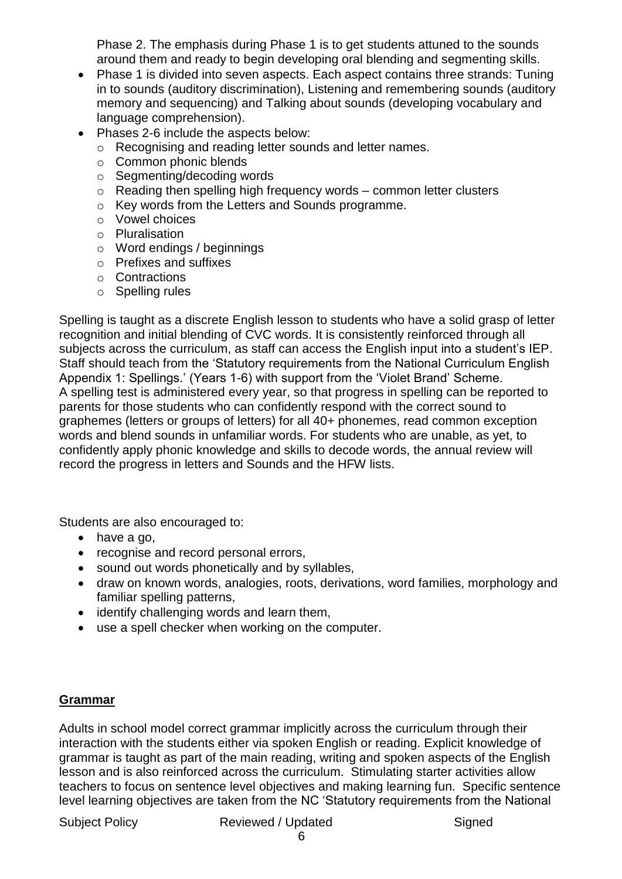Phase 2. The emphasis during Phase 1 is to get students attuned to the sounds around them and ready to begin developing oral blending and segmenting skills.

- Phase 1 is divided into seven aspects. Each aspect contains three strands: Tuning in to sounds (auditory discrimination), Listening and remembering sounds (auditory memory and sequencing) and Talking about sounds (developing vocabulary and language comprehension).
- Phases 2-6 include the aspects below:
  - Recognising and reading letter sounds and letter names.
  - Common phonic blends
  - Segmenting/decoding words
  - Reading then spelling high frequency words – common letter clusters
  - Key words from the Letters and Sounds programme.
  - Vowel choices
  - Pluralisation
  - Word endings / beginnings
  - Prefixes and suffixes
  - Contractions
  - Spelling rules

Spelling is taught as a discrete English lesson to students who have a solid grasp of letter recognition and initial blending of CVC words. It is consistently reinforced through all subjects across the curriculum, as staff can access the English input into a student's IEP. Staff should teach from the 'Statutory requirements from the National Curriculum English Appendix 1: Spellings.' (Years 1-6) with support from the 'Violet Brand' Scheme. A spelling test is administered every year, so that progress in spelling can be reported to parents for those students who can confidently respond with the correct sound to graphemes (letters or groups of letters) for all 40+ phonemes, read common exception words and blend sounds in unfamiliar words. For students who are unable, as yet, to confidently apply phonic knowledge and skills to decode words, the annual review will record the progress in letters and Sounds and the HFW lists.

Students are also encouraged to:

- have a go,
- recognise and record personal errors,
- sound out words phonetically and by syllables,
- draw on known words, analogies, roots, derivations, word families, morphology and familiar spelling patterns,
- identify challenging words and learn them,
- use a spell checker when working on the computer.

## Grammar

Adults in school model correct grammar implicitly across the curriculum through their interaction with the students either via spoken English or reading. Explicit knowledge of grammar is taught as part of the main reading, writing and spoken aspects of the English lesson and is also reinforced across the curriculum. Stimulating starter activities allow teachers to focus on sentence level objectives and making learning fun. Specific sentence level learning objectives are taken from the NC 'Statutory requirements from the National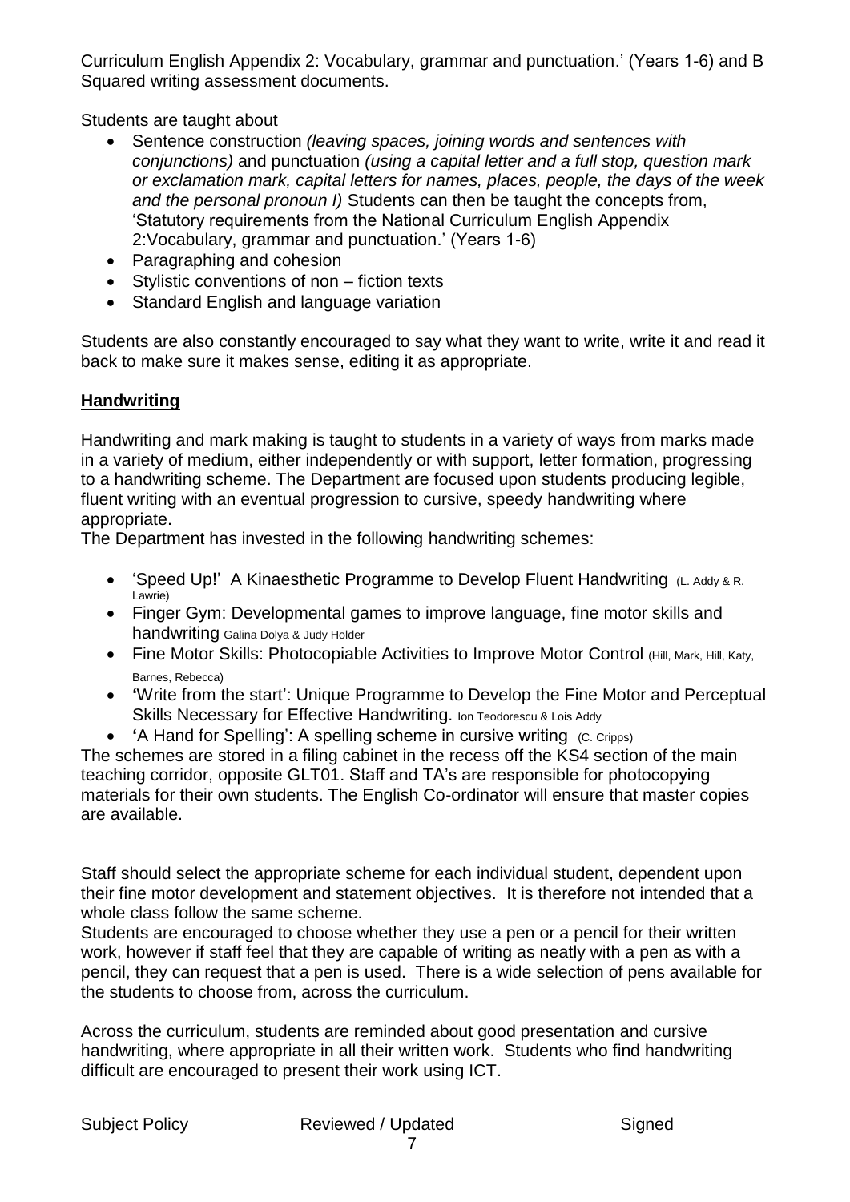Curriculum English Appendix 2: Vocabulary, grammar and punctuation.' (Years 1-6) and B Squared writing assessment documents.

Students are taught about

- Sentence construction *(leaving spaces, joining words and sentences with conjunctions)* and punctuation *(using a capital letter and a full stop, question mark or exclamation mark, capital letters for names, places, people, the days of the week and the personal pronoun I)* Students can then be taught the concepts from, 'Statutory requirements from the National Curriculum English Appendix 2:Vocabulary, grammar and punctuation.' (Years 1-6)
- Paragraphing and cohesion
- Stylistic conventions of non – fiction texts
- Standard English and language variation

Students are also constantly encouraged to say what they want to write, write it and read it back to make sure it makes sense, editing it as appropriate.

## Handwriting

Handwriting and mark making is taught to students in a variety of ways from marks made in a variety of medium, either independently or with support, letter formation, progressing to a handwriting scheme. The Department are focused upon students producing legible, fluent writing with an eventual progression to cursive, speedy handwriting where appropriate.

The Department has invested in the following handwriting schemes:

- 'Speed Up!' A Kinaesthetic Programme to Develop Fluent Handwriting (L. Addy & R. Lawrie)
- Finger Gym: Developmental games to improve language, fine motor skills and handwriting Galina Dolya & Judy Holder
- Fine Motor Skills: Photocopiable Activities to Improve Motor Control (Hill, Mark, Hill, Katy, Barnes, Rebecca)
- 'Write from the start': Unique Programme to Develop the Fine Motor and Perceptual Skills Necessary for Effective Handwriting. Ion Teodorescu & Lois Addy
- 'A Hand for Spelling': A spelling scheme in cursive writing (C. Cripps)

The schemes are stored in a filing cabinet in the recess off the KS4 section of the main teaching corridor, opposite GLT01. Staff and TA's are responsible for photocopying materials for their own students. The English Co-ordinator will ensure that master copies are available.

Staff should select the appropriate scheme for each individual student, dependent upon their fine motor development and statement objectives. It is therefore not intended that a whole class follow the same scheme.

Students are encouraged to choose whether they use a pen or a pencil for their written work, however if staff feel that they are capable of writing as neatly with a pen as with a pencil, they can request that a pen is used. There is a wide selection of pens available for the students to choose from, across the curriculum.

Across the curriculum, students are reminded about good presentation and cursive handwriting, where appropriate in all their written work. Students who find handwriting difficult are encouraged to present their work using ICT.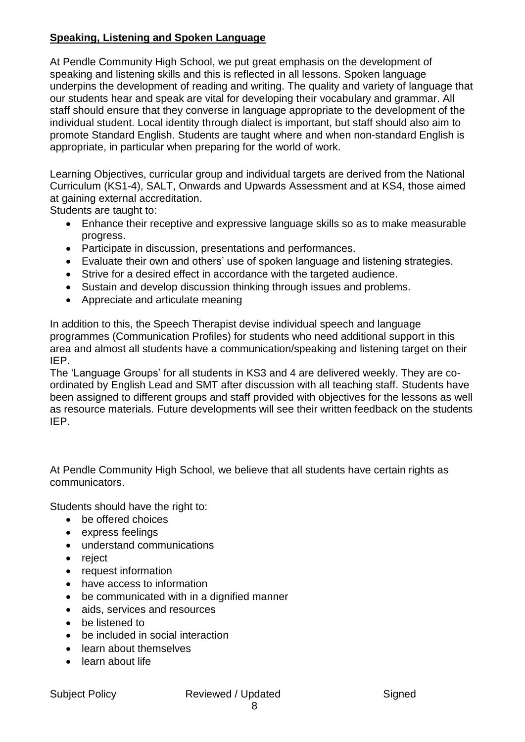**Speaking, Listening and Spoken Language**

At Pendle Community High School, we put great emphasis on the development of speaking and listening skills and this is reflected in all lessons. Spoken language underpins the development of reading and writing. The quality and variety of language that our students hear and speak are vital for developing their vocabulary and grammar. All staff should ensure that they converse in language appropriate to the development of the individual student. Local identity through dialect is important, but staff should also aim to promote Standard English. Students are taught where and when non-standard English is appropriate, in particular when preparing for the world of work.

Learning Objectives, curricular group and individual targets are derived from the National Curriculum (KS1-4), SALT, Onwards and Upwards Assessment and at KS4, those aimed at gaining external accreditation.

Students are taught to:

- Enhance their receptive and expressive language skills so as to make measurable progress.
- Participate in discussion, presentations and performances.
- Evaluate their own and others' use of spoken language and listening strategies.
- Strive for a desired effect in accordance with the targeted audience.
- Sustain and develop discussion thinking through issues and problems.
- Appreciate and articulate meaning

In addition to this, the Speech Therapist devise individual speech and language programmes (Communication Profiles) for students who need additional support in this area and almost all students have a communication/speaking and listening target on their IEP.

The 'Language Groups' for all students in KS3 and 4 are delivered weekly. They are co-ordinated by English Lead and SMT after discussion with all teaching staff. Students have been assigned to different groups and staff provided with objectives for the lessons as well as resource materials. Future developments will see their written feedback on the students IEP.

At Pendle Community High School, we believe that all students have certain rights as communicators.

Students should have the right to:

- be offered choices
- express feelings
- understand communications
- reject
- request information
- have access to information
- be communicated with in a dignified manner
- aids, services and resources
- be listened to
- be included in social interaction
- learn about themselves
- learn about life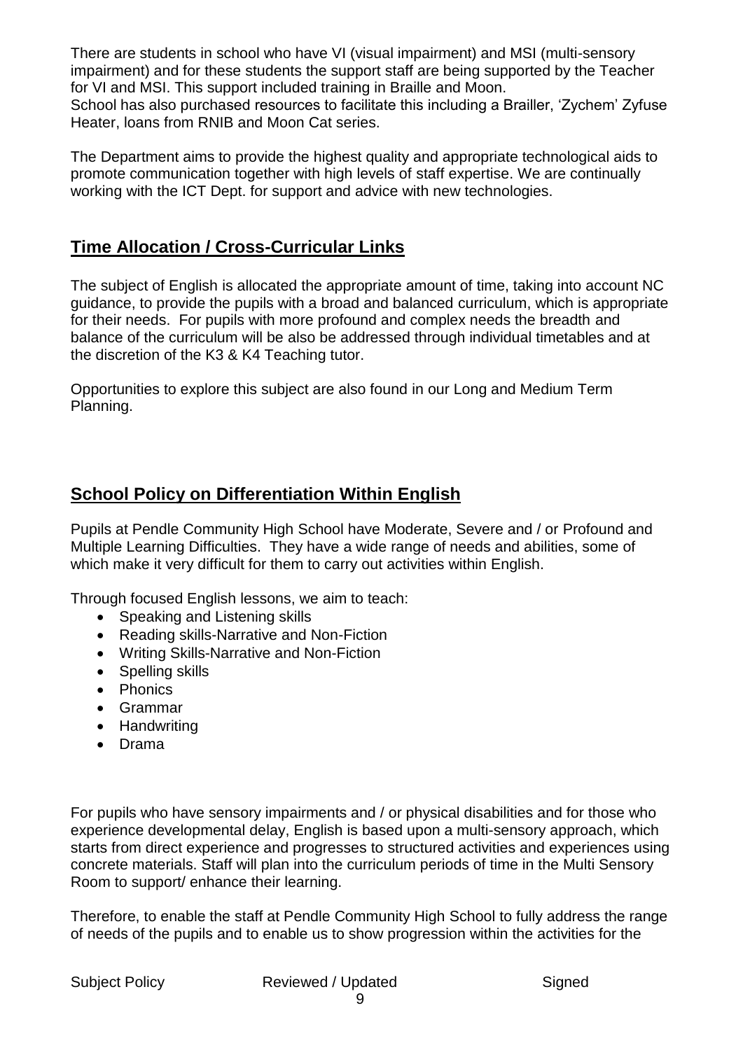There are students in school who have VI (visual impairment) and MSI (multi-sensory impairment) and for these students the support staff are being supported by the Teacher for VI and MSI. This support included training in Braille and Moon.
School has also purchased resources to facilitate this including a Brailler, 'Zychem' Zyfuse Heater, loans from RNIB and Moon Cat series.

The Department aims to provide the highest quality and appropriate technological aids to promote communication together with high levels of staff expertise. We are continually working with the ICT Dept. for support and advice with new technologies.

## Time Allocation / Cross-Curricular Links

The subject of English is allocated the appropriate amount of time, taking into account NC guidance, to provide the pupils with a broad and balanced curriculum, which is appropriate for their needs. For pupils with more profound and complex needs the breadth and balance of the curriculum will be also be addressed through individual timetables and at the discretion of the K3 & K4 Teaching tutor.

Opportunities to explore this subject are also found in our Long and Medium Term Planning.

## School Policy on Differentiation Within English

Pupils at Pendle Community High School have Moderate, Severe and / or Profound and Multiple Learning Difficulties. They have a wide range of needs and abilities, some of which make it very difficult for them to carry out activities within English.

Through focused English lessons, we aim to teach:

- Speaking and Listening skills
- Reading skills-Narrative and Non-Fiction
- Writing Skills-Narrative and Non-Fiction
- Spelling skills
- Phonics
- Grammar
- Handwriting
- Drama

For pupils who have sensory impairments and / or physical disabilities and for those who experience developmental delay, English is based upon a multi-sensory approach, which starts from direct experience and progresses to structured activities and experiences using concrete materials. Staff will plan into the curriculum periods of time in the Multi Sensory Room to support/ enhance their learning.

Therefore, to enable the staff at Pendle Community High School to fully address the range of needs of the pupils and to enable us to show progression within the activities for the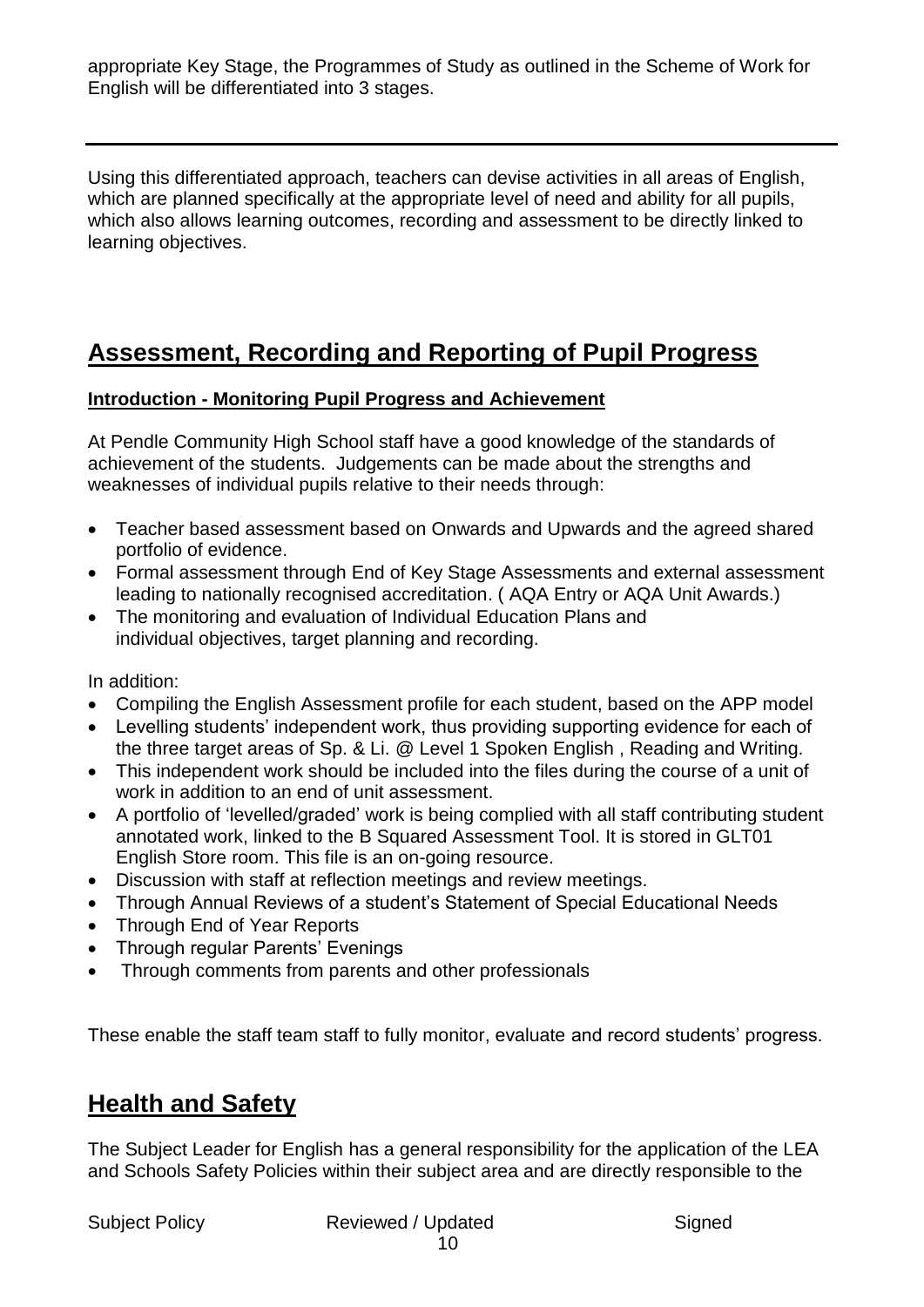appropriate Key Stage, the Programmes of Study as outlined in the Scheme of Work for English will be differentiated into 3 stages.

---

Using this differentiated approach, teachers can devise activities in all areas of English, which are planned specifically at the appropriate level of need and ability for all pupils, which also allows learning outcomes, recording and assessment to be directly linked to learning objectives.

## Assessment, Recording and Reporting of Pupil Progress

### Introduction - Monitoring Pupil Progress and Achievement

At Pendle Community High School staff have a good knowledge of the standards of achievement of the students. Judgements can be made about the strengths and weaknesses of individual pupils relative to their needs through:

- Teacher based assessment based on Onwards and Upwards and the agreed shared portfolio of evidence.
- Formal assessment through End of Key Stage Assessments and external assessment leading to nationally recognised accreditation. ( AQA Entry or AQA Unit Awards.)
- The monitoring and evaluation of Individual Education Plans and individual objectives, target planning and recording.

In addition:

- Compiling the English Assessment profile for each student, based on the APP model
- Levelling students' independent work, thus providing supporting evidence for each of the three target areas of Sp. & Li. @ Level 1 Spoken English , Reading and Writing.
- This independent work should be included into the files during the course of a unit of work in addition to an end of unit assessment.
- A portfolio of 'levelled/graded' work is being complied with all staff contributing student annotated work, linked to the B Squared Assessment Tool. It is stored in GLT01 English Store room. This file is an on-going resource.
- Discussion with staff at reflection meetings and review meetings.
- Through Annual Reviews of a student's Statement of Special Educational Needs
- Through End of Year Reports
- Through regular Parents' Evenings
- Through comments from parents and other professionals

These enable the staff team staff to fully monitor, evaluate and record students' progress.

## Health and Safety

The Subject Leader for English has a general responsibility for the application of the LEA and Schools Safety Policies within their subject area and are directly responsible to the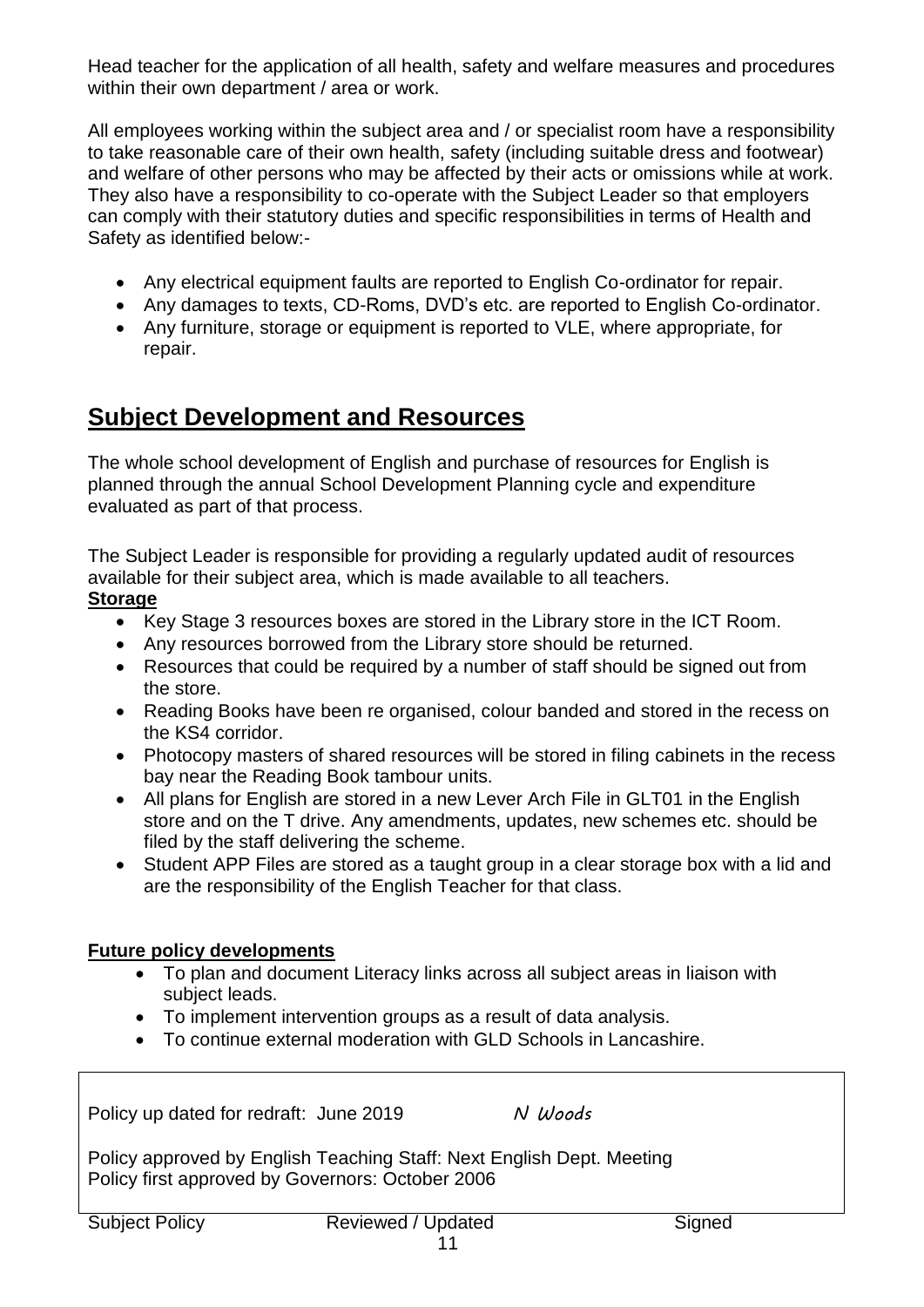Head teacher for the application of all health, safety and welfare measures and procedures within their own department / area or work.

All employees working within the subject area and / or specialist room have a responsibility to take reasonable care of their own health, safety (including suitable dress and footwear) and welfare of other persons who may be affected by their acts or omissions while at work. They also have a responsibility to co-operate with the Subject Leader so that employers can comply with their statutory duties and specific responsibilities in terms of Health and Safety as identified below:-

- Any electrical equipment faults are reported to English Co-ordinator for repair.
- Any damages to texts, CD-Roms, DVD's etc. are reported to English Co-ordinator.
- Any furniture, storage or equipment is reported to VLE, where appropriate, for repair.

## Subject Development and Resources

The whole school development of English and purchase of resources for English is planned through the annual School Development Planning cycle and expenditure evaluated as part of that process.

The Subject Leader is responsible for providing a regularly updated audit of resources available for their subject area, which is made available to all teachers.

**Storage**

- Key Stage 3 resources boxes are stored in the Library store in the ICT Room.
- Any resources borrowed from the Library store should be returned.
- Resources that could be required by a number of staff should be signed out from the store.
- Reading Books have been re organised, colour banded and stored in the recess on the KS4 corridor.
- Photocopy masters of shared resources will be stored in filing cabinets in the recess bay near the Reading Book tambour units.
- All plans for English are stored in a new Lever Arch File in GLT01 in the English store and on the T drive. Any amendments, updates, new schemes etc. should be filed by the staff delivering the scheme.
- Student APP Files are stored as a taught group in a clear storage box with a lid and are the responsibility of the English Teacher for that class.

**Future policy developments**

- To plan and document Literacy links across all subject areas in liaison with subject leads.
- To implement intervention groups as a result of data analysis.
- To continue external moderation with GLD Schools in Lancashire.

Policy up dated for redraft: June 2019 *N Woods*

Policy approved by English Teaching Staff: Next English Dept. Meeting
Policy first approved by Governors: October 2006

Subject Policy Reviewed / Updated Signed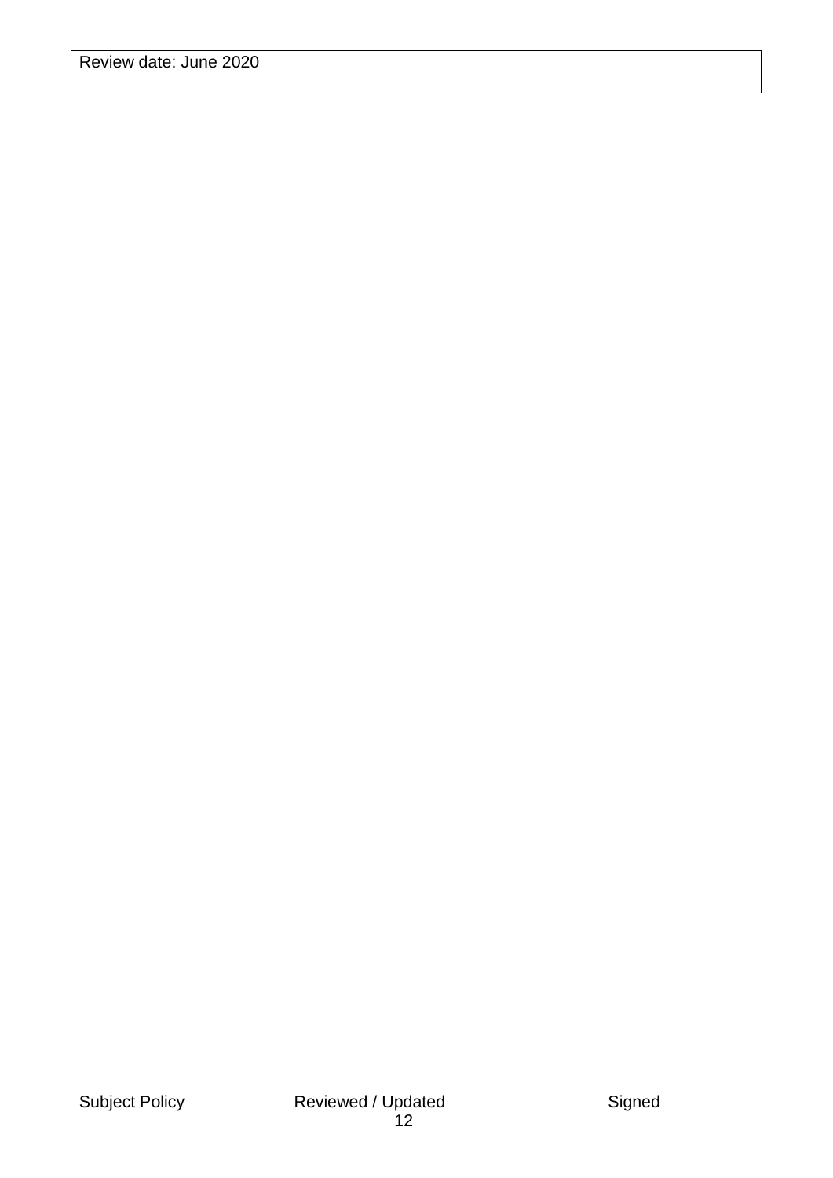| Review date: June 2020 |
|---|